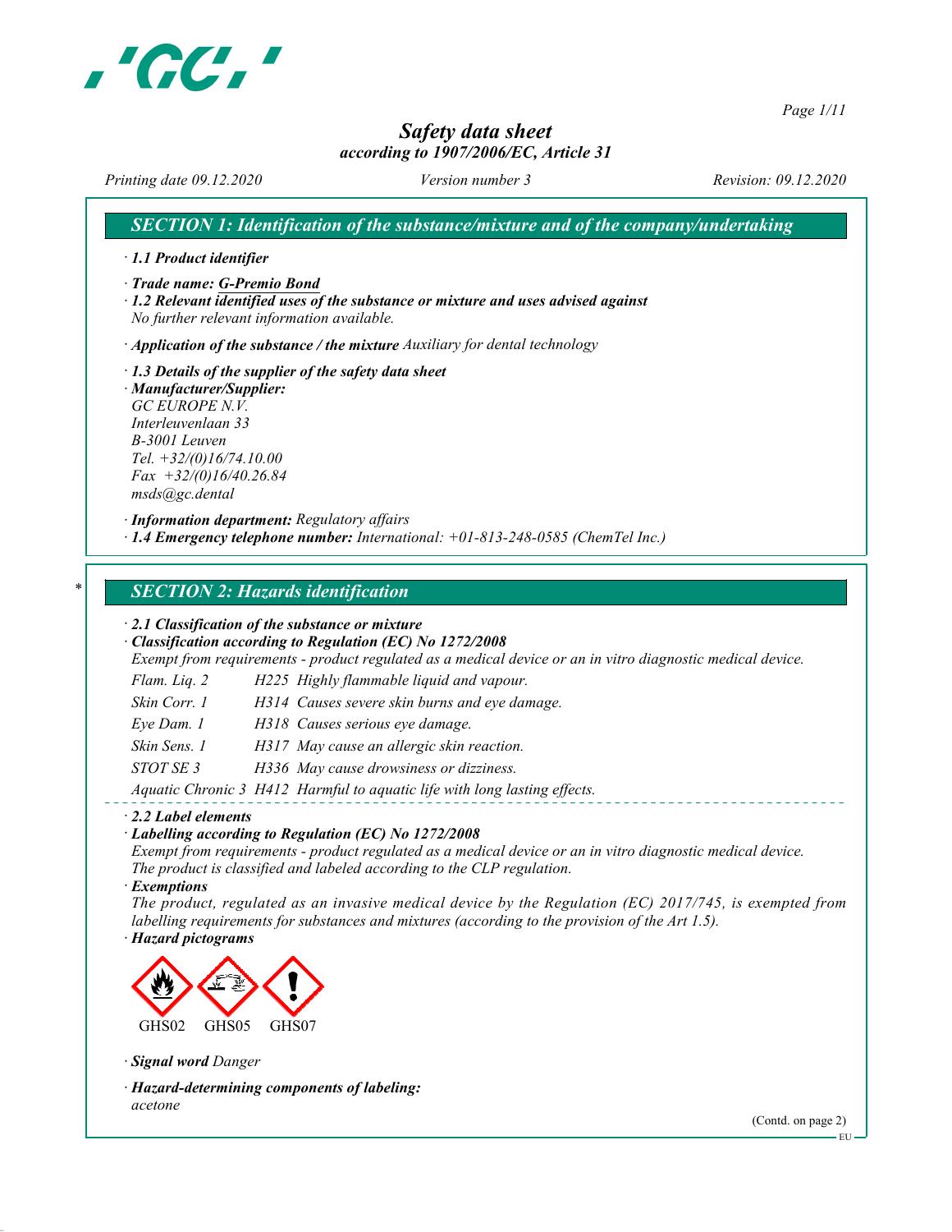# Safety data sheet

*according to 1907/2006/EC, Article 31*

*Printing date 09.12.2020* *Version number 3* *Revision: 09.12.2020*

## SECTION 1: Identification of the substance/mixture and of the company/undertaking

· **1.1 Product identifier**

· **Trade name: G-Premio Bond**

· **1.2 Relevant identified uses of the substance or mixture and uses advised against**
No further relevant information available.

· **Application of the substance / the mixture** Auxiliary for dental technology

· **1.3 Details of the supplier of the safety data sheet**

· **Manufacturer/Supplier:**
GC EUROPE N.V.
Interleuvenlaan 33
B-3001 Leuven
Tel. +32/(0)16/74.10.00
Fax +32/(0)16/40.26.84
msds@gc.dental

· **Information department:** Regulatory affairs

· **1.4 Emergency telephone number:** International: +01-813-248-0585 (ChemTel Inc.)

## * SECTION 2: Hazards identification

· **2.1 Classification of the substance or mixture**

· **Classification according to Regulation (EC) No 1272/2008**
Exempt from requirements - product regulated as a medical device or an in vitro diagnostic medical device.

| | | |
|---|---|---|
| Flam. Liq. 2 | H225 | Highly flammable liquid and vapour. |
| Skin Corr. 1 | H314 | Causes severe skin burns and eye damage. |
| Eye Dam. 1 | H318 | Causes serious eye damage. |
| Skin Sens. 1 | H317 | May cause an allergic skin reaction. |
| STOT SE 3 | H336 | May cause drowsiness or dizziness. |
| Aquatic Chronic 3 | H412 | Harmful to aquatic life with long lasting effects. |

· **2.2 Label elements**

· **Labelling according to Regulation (EC) No 1272/2008**
Exempt from requirements - product regulated as a medical device or an in vitro diagnostic medical device.
The product is classified and labeled according to the CLP regulation.

· **Exemptions**
The product, regulated as an invasive medical device by the Regulation (EC) 2017/745, is exempted from labelling requirements for substances and mixtures (according to the provision of the Art 1.5).

· **Hazard pictograms**

GHS02 GHS05 GHS07

· **Signal word** Danger

· **Hazard-determining components of labeling:**
acetone

(Contd. on page 2)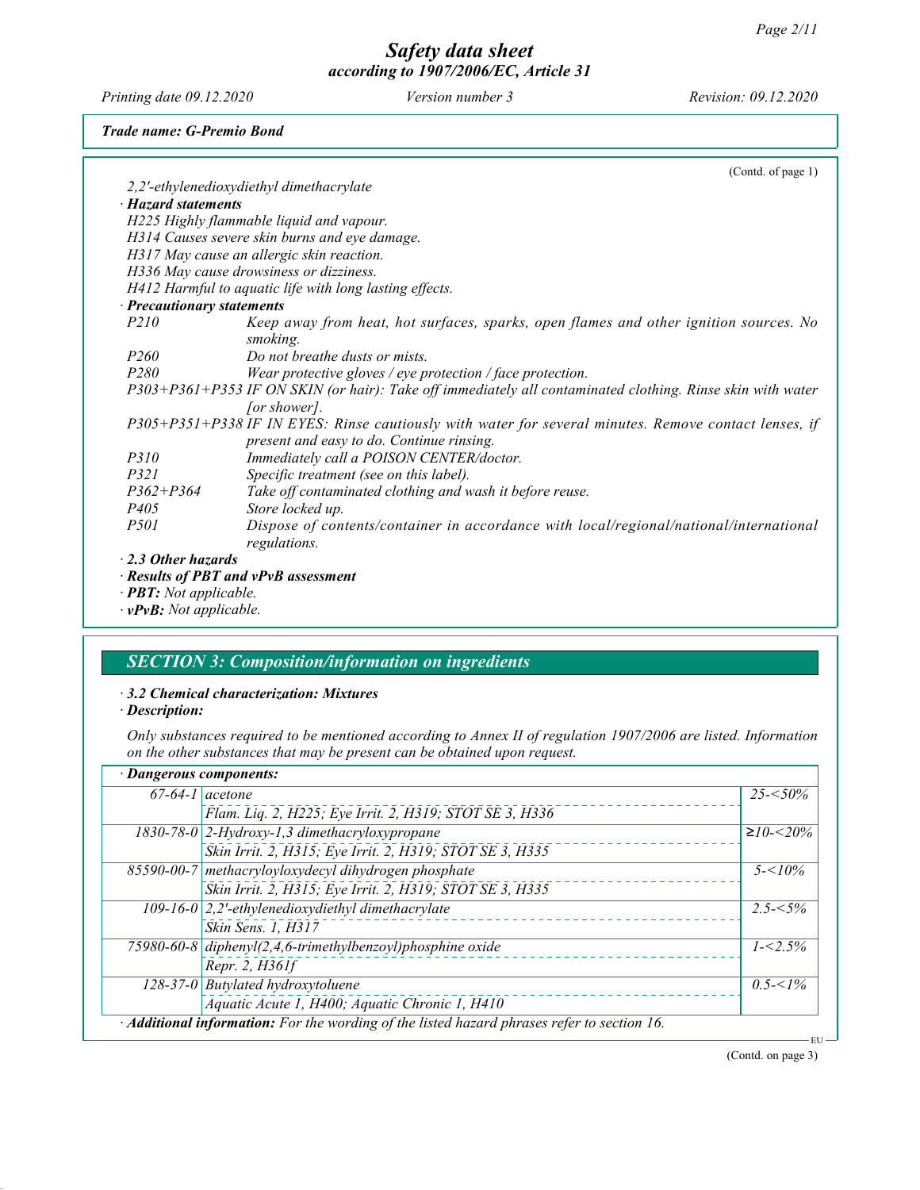# Safety data sheet
*according to 1907/2006/EC, Article 31*

*Printing date 09.12.2020* *Version number 3* *Revision: 09.12.2020*

***Trade name: G-Premio Bond***

(Contd. of page 1)

*2,2'-ethylenedioxydiethyl dimethacrylate*

· ***Hazard statements***

*H225 Highly flammable liquid and vapour.*
*H314 Causes severe skin burns and eye damage.*
*H317 May cause an allergic skin reaction.*
*H336 May cause drowsiness or dizziness.*
*H412 Harmful to aquatic life with long lasting effects.*

· ***Precautionary statements***

*P210* *Keep away from heat, hot surfaces, sparks, open flames and other ignition sources. No smoking.*
*P260* *Do not breathe dusts or mists.*
*P280* *Wear protective gloves / eye protection / face protection.*
*P303+P361+P353 IF ON SKIN (or hair): Take off immediately all contaminated clothing. Rinse skin with water [or shower].*
*P305+P351+P338 IF IN EYES: Rinse cautiously with water for several minutes. Remove contact lenses, if present and easy to do. Continue rinsing.*
*P310* *Immediately call a POISON CENTER/doctor.*
*P321* *Specific treatment (see on this label).*
*P362+P364* *Take off contaminated clothing and wash it before reuse.*
*P405* *Store locked up.*
*P501* *Dispose of contents/container in accordance with local/regional/national/international regulations.*

· ***2.3 Other hazards***

· ***Results of PBT and vPvB assessment***

· ***PBT:*** *Not applicable.*

· ***vPvB:*** *Not applicable.*

## *SECTION 3: Composition/information on ingredients*

· ***3.2 Chemical characterization: Mixtures***

· ***Description:***

*Only substances required to be mentioned according to Annex II of regulation 1907/2006 are listed. Information on the other substances that may be present can be obtained upon request.*

· ***Dangerous components:***

| CAS | Component / Classification | Concentration |
|---|---|---|
| *67-64-1* | *acetone*<br>*Flam. Liq. 2, H225; Eye Irrit. 2, H319; STOT SE 3, H336* | *25-<50%* |
| *1830-78-0* | *2-Hydroxy-1,3 dimethacryloxypropane*<br>*Skin Irrit. 2, H315; Eye Irrit. 2, H319; STOT SE 3, H335* | *≥10-<20%* |
| *85590-00-7* | *methacryloyloxydecyl dihydrogen phosphate*<br>*Skin Irrit. 2, H315; Eye Irrit. 2, H319; STOT SE 3, H335* | *5-<10%* |
| *109-16-0* | *2,2'-ethylenedioxydiethyl dimethacrylate*<br>*Skin Sens. 1, H317* | *2.5-<5%* |
| *75980-60-8* | *diphenyl(2,4,6-trimethylbenzoyl)phosphine oxide*<br>*Repr. 2, H361f* | *1-<2.5%* |
| *128-37-0* | *Butylated hydroxytoluene*<br>*Aquatic Acute 1, H400; Aquatic Chronic 1, H410* | *0.5-<1%* |

· ***Additional information:*** *For the wording of the listed hazard phrases refer to section 16.*

(Contd. on page 3)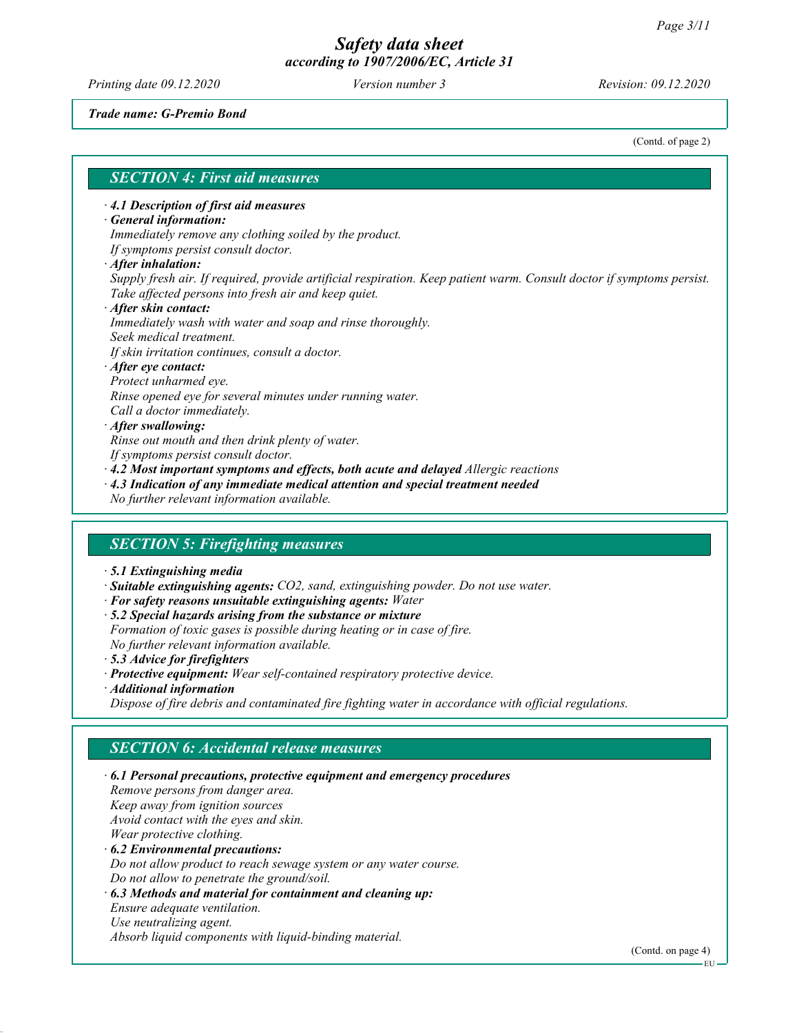*Trade name: G-Premio Bond*

(Contd. of page 2)

## SECTION 4: First aid measures

· **4.1 Description of first aid measures**
· **General information:**
Immediately remove any clothing soiled by the product.
If symptoms persist consult doctor.
· **After inhalation:**
Supply fresh air. If required, provide artificial respiration. Keep patient warm. Consult doctor if symptoms persist.
Take affected persons into fresh air and keep quiet.
· **After skin contact:**
Immediately wash with water and soap and rinse thoroughly.
Seek medical treatment.
If skin irritation continues, consult a doctor.
· **After eye contact:**
Protect unharmed eye.
Rinse opened eye for several minutes under running water.
Call a doctor immediately.
· **After swallowing:**
Rinse out mouth and then drink plenty of water.
If symptoms persist consult doctor.
· **4.2 Most important symptoms and effects, both acute and delayed** Allergic reactions
· **4.3 Indication of any immediate medical attention and special treatment needed**
No further relevant information available.

## SECTION 5: Firefighting measures

· **5.1 Extinguishing media**
· **Suitable extinguishing agents:** $CO_2$, sand, extinguishing powder. Do not use water.
· **For safety reasons unsuitable extinguishing agents:** Water
· **5.2 Special hazards arising from the substance or mixture**
Formation of toxic gases is possible during heating or in case of fire.
No further relevant information available.
· **5.3 Advice for firefighters**
· **Protective equipment:** Wear self-contained respiratory protective device.
· **Additional information**
Dispose of fire debris and contaminated fire fighting water in accordance with official regulations.

## SECTION 6: Accidental release measures

· **6.1 Personal precautions, protective equipment and emergency procedures**
Remove persons from danger area.
Keep away from ignition sources
Avoid contact with the eyes and skin.
Wear protective clothing.
· **6.2 Environmental precautions:**
Do not allow product to reach sewage system or any water course.
Do not allow to penetrate the ground/soil.
· **6.3 Methods and material for containment and cleaning up:**
Ensure adequate ventilation.
Use neutralizing agent.
Absorb liquid components with liquid-binding material.

(Contd. on page 4)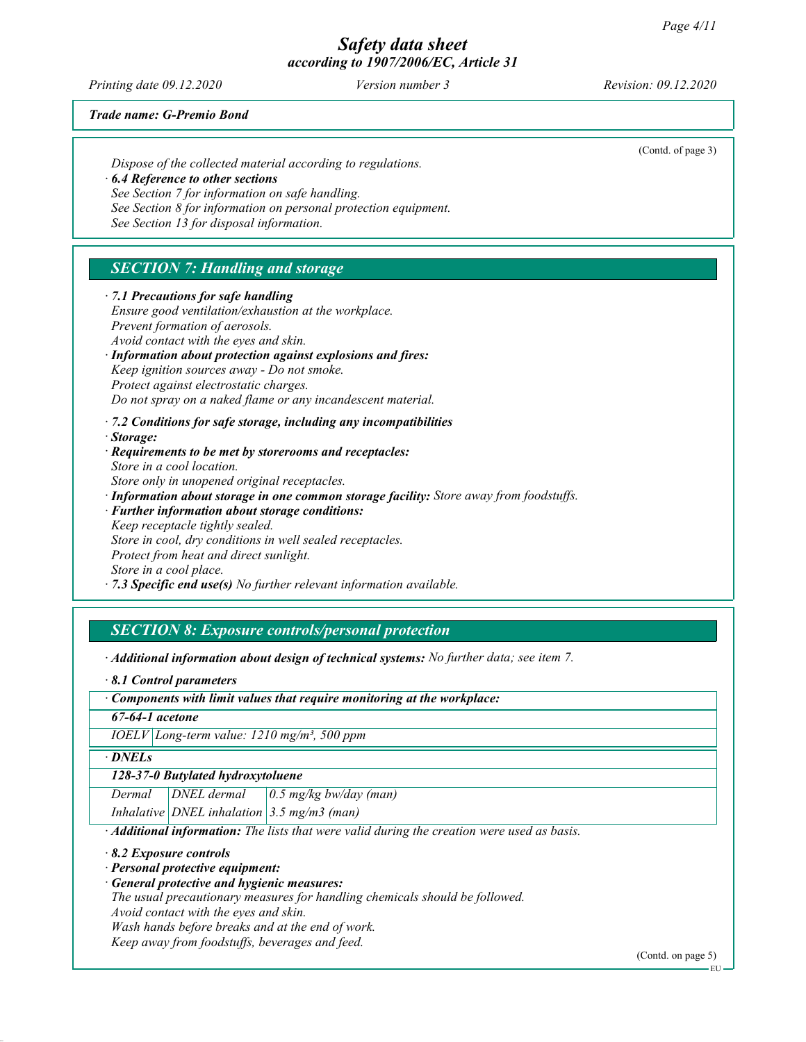(Contd. of page 3)

Dispose of the collected material according to regulations.

· **6.4 Reference to other sections**
See Section 7 for information on safe handling.
See Section 8 for information on personal protection equipment.
See Section 13 for disposal information.

## SECTION 7: Handling and storage

· **7.1 Precautions for safe handling**
Ensure good ventilation/exhaustion at the workplace.
Prevent formation of aerosols.
Avoid contact with the eyes and skin.

· **Information about protection against explosions and fires:**
Keep ignition sources away - Do not smoke.
Protect against electrostatic charges.
Do not spray on a naked flame or any incandescent material.

· **7.2 Conditions for safe storage, including any incompatibilities**

· **Storage:**

· **Requirements to be met by storerooms and receptacles:**
Store in a cool location.
Store only in unopened original receptacles.

· **Information about storage in one common storage facility:** Store away from foodstuffs.

· **Further information about storage conditions:**
Keep receptacle tightly sealed.
Store in cool, dry conditions in well sealed receptacles.
Protect from heat and direct sunlight.
Store in a cool place.

· **7.3 Specific end use(s)** No further relevant information available.

## SECTION 8: Exposure controls/personal protection

· **Additional information about design of technical systems:** No further data; see item 7.

· **8.1 Control parameters**

| · **Components with limit values that require monitoring at the workplace:** | |
|---|---|
| **67-64-1 acetone** | |
| IOELV | Long-term value: 1210 mg/m³, 500 ppm |

| · **DNELs** | | |
|---|---|---|
| **128-37-0 Butylated hydroxytoluene** | | |
| Dermal | DNEL dermal | 0.5 mg/kg bw/day (man) |
| Inhalative | DNEL inhalation | 3.5 mg/m3 (man) |

· **Additional information:** The lists that were valid during the creation were used as basis.

· **8.2 Exposure controls**

· **Personal protective equipment:**

· **General protective and hygienic measures:**
The usual precautionary measures for handling chemicals should be followed.
Avoid contact with the eyes and skin.
Wash hands before breaks and at the end of work.
Keep away from foodstuffs, beverages and feed.

(Contd. on page 5)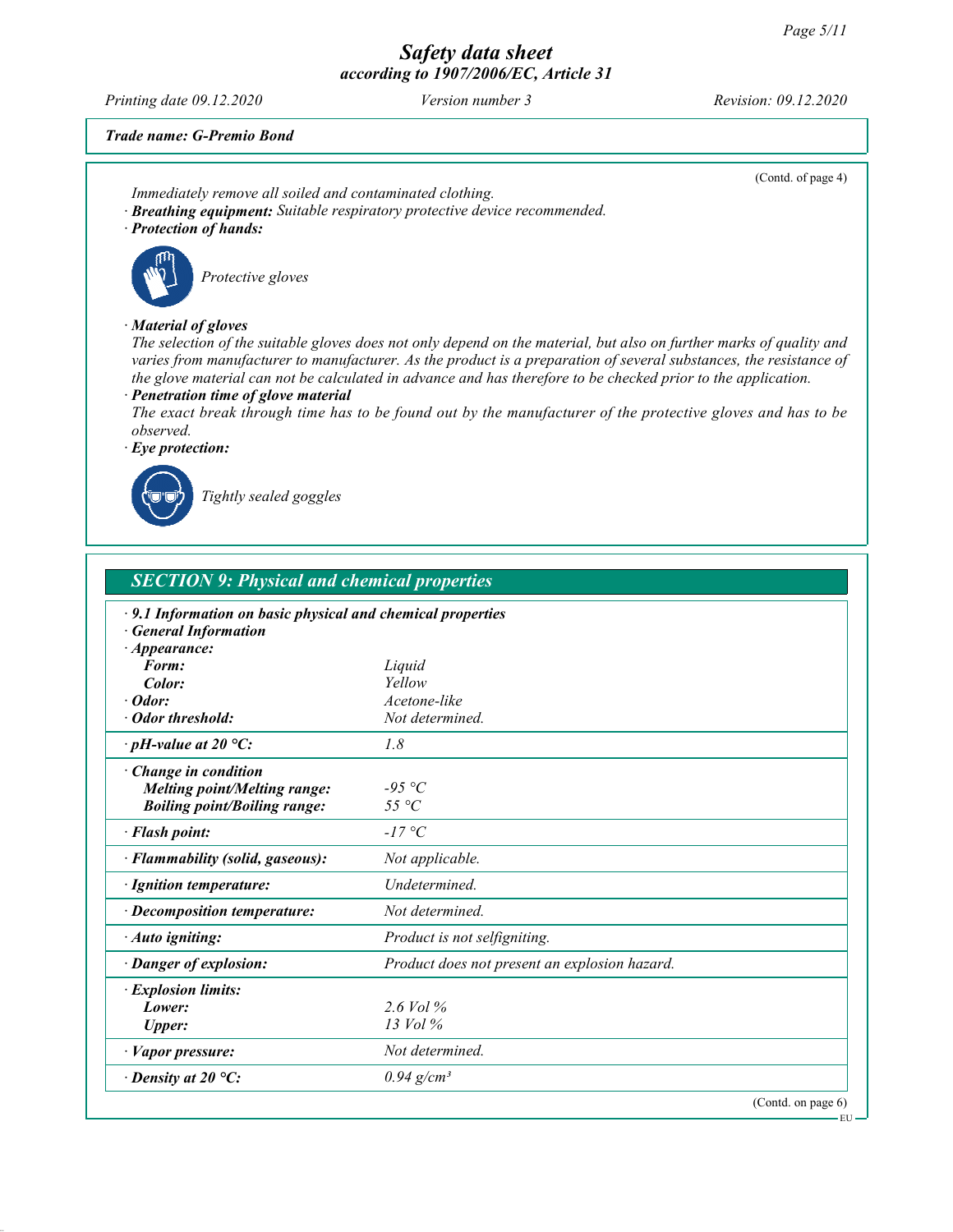(Contd. of page 4)

Immediately remove all soiled and contaminated clothing.

· **Breathing equipment:** Suitable respiratory protective device recommended.

· **Protection of hands:**

Protective gloves

· **Material of gloves**

The selection of the suitable gloves does not only depend on the material, but also on further marks of quality and varies from manufacturer to manufacturer. As the product is a preparation of several substances, the resistance of the glove material can not be calculated in advance and has therefore to be checked prior to the application.

· **Penetration time of glove material**

The exact break through time has to be found out by the manufacturer of the protective gloves and has to be observed.

· **Eye protection:**

Tightly sealed goggles

## SECTION 9: Physical and chemical properties

· **9.1 Information on basic physical and chemical properties**

· **General Information**

| | |
|---|---|
| · **Appearance:** | |
| **Form:** | Liquid |
| **Color:** | Yellow |
| · **Odor:** | Acetone-like |
| · **Odor threshold:** | Not determined. |
| · **pH-value at 20 °C:** | 1.8 |
| · **Change in condition** | |
| **Melting point/Melting range:** | -95 °C |
| **Boiling point/Boiling range:** | 55 °C |
| · **Flash point:** | -17 °C |
| · **Flammability (solid, gaseous):** | Not applicable. |
| · **Ignition temperature:** | Undetermined. |
| · **Decomposition temperature:** | Not determined. |
| · **Auto igniting:** | Product is not selfigniting. |
| · **Danger of explosion:** | Product does not present an explosion hazard. |
| · **Explosion limits:** | |
| **Lower:** | 2.6 Vol % |
| **Upper:** | 13 Vol % |
| · **Vapor pressure:** | Not determined. |
| · **Density at 20 °C:** | 0.94 g/cm³ |

(Contd. on page 6)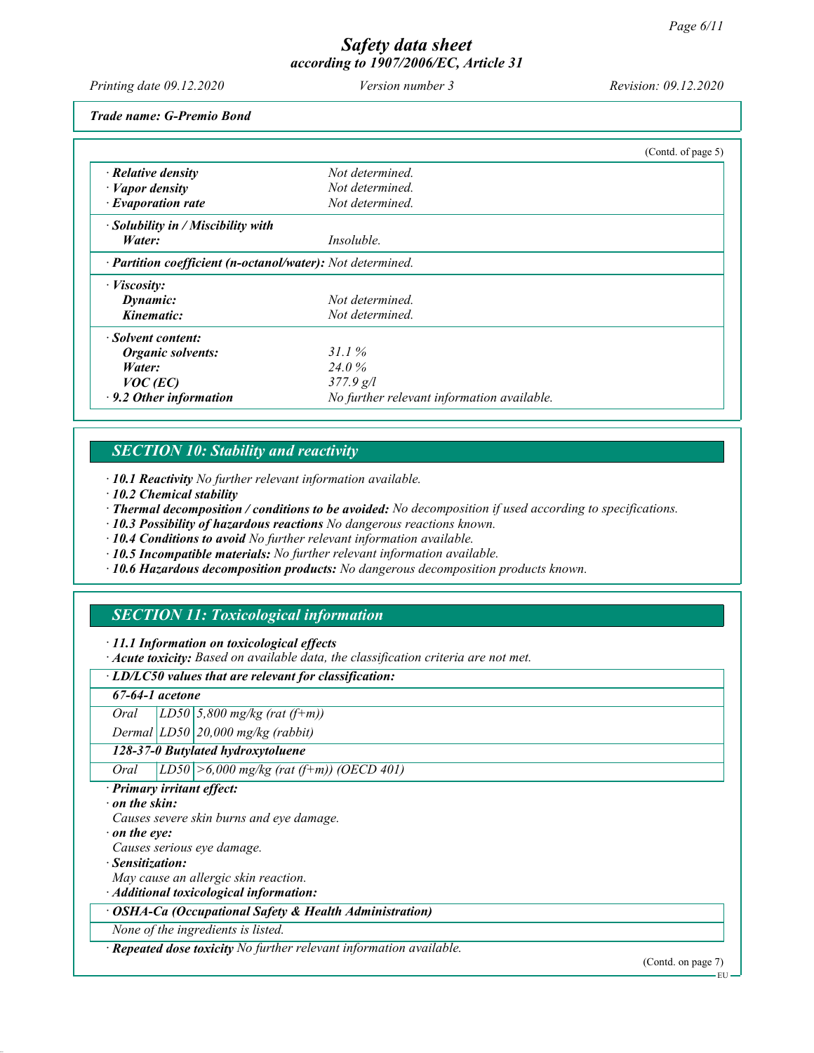**Trade name: G-Premio Bond**

(Contd. of page 5)

| | |
|---|---|
| · **Relative density** | *Not determined.* |
| · **Vapor density** | *Not determined.* |
| · **Evaporation rate** | *Not determined.* |
| · **Solubility in / Miscibility with** | |
| **Water:** | *Insoluble.* |
| · **Partition coefficient (n-octanol/water):** | *Not determined.* |
| · **Viscosity:** | |
| **Dynamic:** | *Not determined.* |
| **Kinematic:** | *Not determined.* |
| · **Solvent content:** | |
| **Organic solvents:** | *31.1 %* |
| **Water:** | *24.0 %* |
| **VOC (EC)** | *377.9 g/l* |
| · **9.2 Other information** | *No further relevant information available.* |

## SECTION 10: Stability and reactivity

· **10.1 Reactivity** *No further relevant information available.*
· **10.2 Chemical stability**
· **Thermal decomposition / conditions to be avoided:** *No decomposition if used according to specifications.*
· **10.3 Possibility of hazardous reactions** *No dangerous reactions known.*
· **10.4 Conditions to avoid** *No further relevant information available.*
· **10.5 Incompatible materials:** *No further relevant information available.*
· **10.6 Hazardous decomposition products:** *No dangerous decomposition products known.*

## SECTION 11: Toxicological information

· **11.1 Information on toxicological effects**
· **Acute toxicity:** *Based on available data, the classification criteria are not met.*

| · **LD/LC50 values that are relevant for classification:** | | |
|---|---|---|
| **67-64-1 acetone** | | |
| Oral | LD50 | 5,800 mg/kg (rat (f+m)) |
| Dermal | LD50 | 20,000 mg/kg (rabbit) |
| **128-37-0 Butylated hydroxytoluene** | | |
| Oral | LD50 | >6,000 mg/kg (rat (f+m)) (OECD 401) |

· **Primary irritant effect:**
· **on the skin:**
Causes severe skin burns and eye damage.
· **on the eye:**
Causes serious eye damage.
· **Sensitization:**
May cause an allergic skin reaction.
· **Additional toxicological information:**

| · **OSHA-Ca (Occupational Safety & Health Administration)** |
|---|
| None of the ingredients is listed. |

· **Repeated dose toxicity** *No further relevant information available.*

(Contd. on page 7)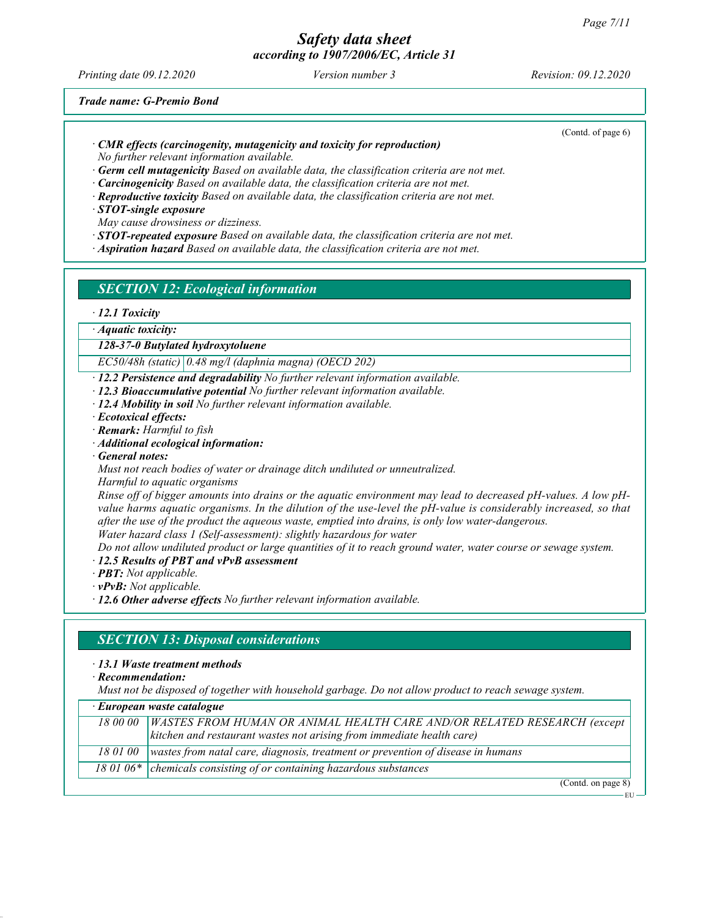*Trade name: G-Premio Bond*

(Contd. of page 6)

· ***CMR effects (carcinogenity, mutagenicity and toxicity for reproduction)***
*No further relevant information available.*
· ***Germ cell mutagenicity*** *Based on available data, the classification criteria are not met.*
· ***Carcinogenicity*** *Based on available data, the classification criteria are not met.*
· ***Reproductive toxicity*** *Based on available data, the classification criteria are not met.*
· ***STOT-single exposure***
*May cause drowsiness or dizziness.*
· ***STOT-repeated exposure*** *Based on available data, the classification criteria are not met.*
· ***Aspiration hazard*** *Based on available data, the classification criteria are not met.*

## *SECTION 12: Ecological information*

· ***12.1 Toxicity***

| · *Aquatic toxicity:* | |
|---|---|
| ***128-37-0 Butylated hydroxytoluene*** | |
| *EC50/48h (static)* | *0.48 mg/l (daphnia magna) (OECD 202)* |

· ***12.2 Persistence and degradability*** *No further relevant information available.*
· ***12.3 Bioaccumulative potential*** *No further relevant information available.*
· ***12.4 Mobility in soil*** *No further relevant information available.*
· ***Ecotoxical effects:***
· ***Remark:*** *Harmful to fish*
· ***Additional ecological information:***
· ***General notes:***
*Must not reach bodies of water or drainage ditch undiluted or unneutralized.*
*Harmful to aquatic organisms*
*Rinse off of bigger amounts into drains or the aquatic environment may lead to decreased pH-values. A low pH-value harms aquatic organisms. In the dilution of the use-level the pH-value is considerably increased, so that after the use of the product the aqueous waste, emptied into drains, is only low water-dangerous.*
*Water hazard class 1 (Self-assessment): slightly hazardous for water*
*Do not allow undiluted product or large quantities of it to reach ground water, water course or sewage system.*
· ***12.5 Results of PBT and vPvB assessment***
· ***PBT:*** *Not applicable.*
· ***vPvB:*** *Not applicable.*
· ***12.6 Other adverse effects*** *No further relevant information available.*

## *SECTION 13: Disposal considerations*

· ***13.1 Waste treatment methods***
· ***Recommendation:***
*Must not be disposed of together with household garbage. Do not allow product to reach sewage system.*

| · ***European waste catalogue*** | |
|---|---|
| *18 00 00* | *WASTES FROM HUMAN OR ANIMAL HEALTH CARE AND/OR RELATED RESEARCH (except kitchen and restaurant wastes not arising from immediate health care)* |
| *18 01 00* | *wastes from natal care, diagnosis, treatment or prevention of disease in humans* |
| *18 01 06** | *chemicals consisting of or containing hazardous substances* |

(Contd. on page 8)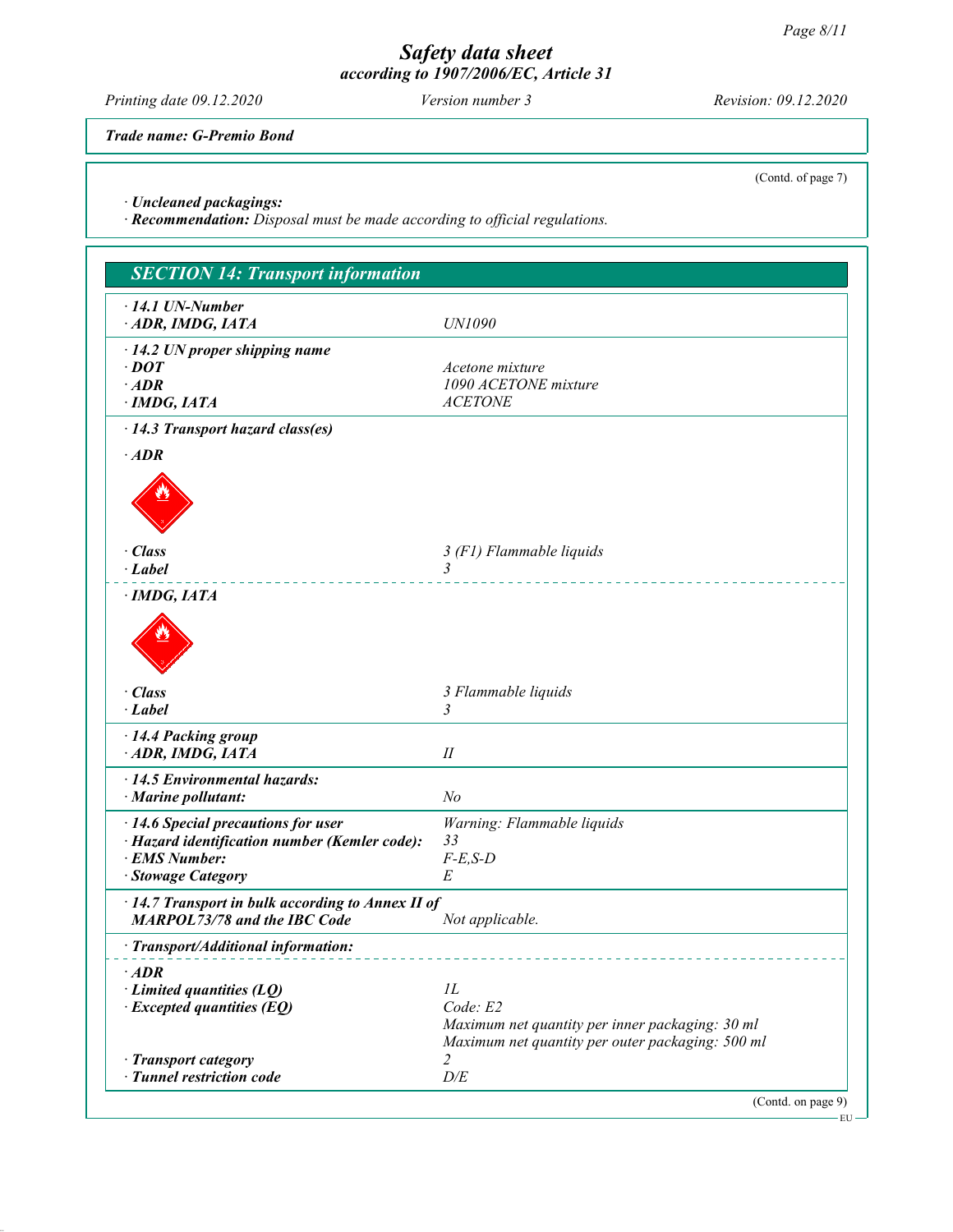**Trade name: G-Premio Bond**

(Contd. of page 7)

· **Uncleaned packagings:**
· **Recommendation:** *Disposal must be made according to official regulations.*

## SECTION 14: Transport information

| | |
|---|---|
| · **14.1 UN-Number** | |
| · **ADR, IMDG, IATA** | UN1090 |
| · **14.2 UN proper shipping name** | |
| · **DOT** | Acetone mixture |
| · **ADR** | 1090 ACETONE mixture |
| · **IMDG, IATA** | ACETONE |

· **14.3 Transport hazard class(es)**

· **ADR**

| | |
|---|---|
| · **Class** | 3 (F1) Flammable liquids |
| · **Label** | 3 |

· **IMDG, IATA**

| | |
|---|---|
| · **Class** | 3 Flammable liquids |
| · **Label** | 3 |
| · **14.4 Packing group** | |
| · **ADR, IMDG, IATA** | II |
| · **14.5 Environmental hazards:** | |
| · **Marine pollutant:** | No |
| · **14.6 Special precautions for user** | Warning: Flammable liquids |
| · **Hazard identification number (Kemler code):** | 33 |
| · **EMS Number:** | F-E,S-D |
| · **Stowage Category** | E |
| · **14.7 Transport in bulk according to Annex II of MARPOL73/78 and the IBC Code** | Not applicable. |

· **Transport/Additional information:**

| | |
|---|---|
| · **ADR** | |
| · **Limited quantities (LQ)** | 1L |
| · **Excepted quantities (EQ)** | Code: E2<br>Maximum net quantity per inner packaging: 30 ml<br>Maximum net quantity per outer packaging: 500 ml |
| · **Transport category** | 2 |
| · **Tunnel restriction code** | D/E |

(Contd. on page 9)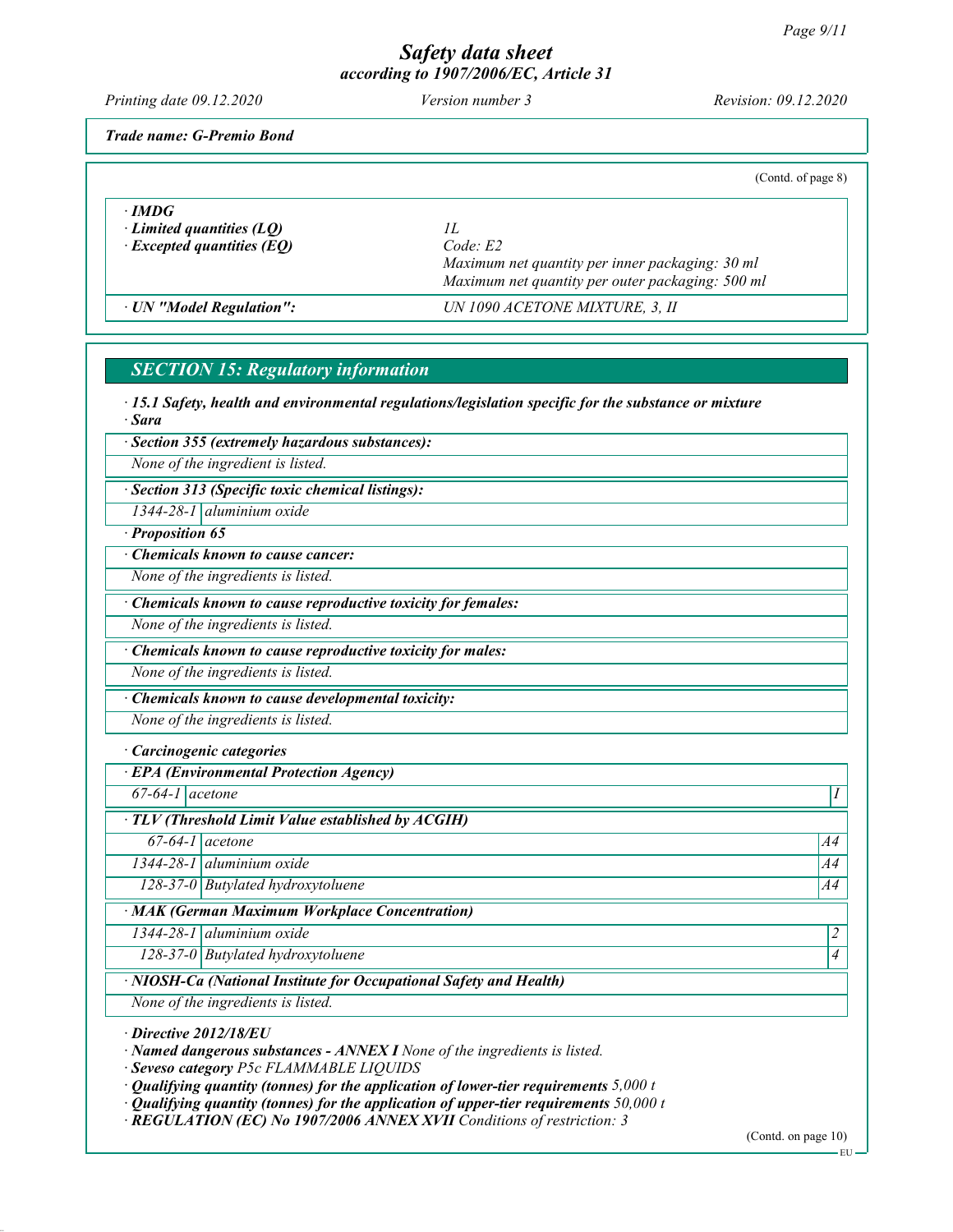# Safety data sheet
## according to 1907/2006/EC, Article 31

Printing date 09.12.2020 — Version number 3 — Revision: 09.12.2020

**Trade name: G-Premio Bond**

(Contd. of page 8)

| | |
|---|---|
| **· IMDG** | |
| **· Limited quantities (LQ)** | 1L |
| **· Excepted quantities (EQ)** | Code: E2<br>Maximum net quantity per inner packaging: 30 ml<br>Maximum net quantity per outer packaging: 500 ml |
| **· UN "Model Regulation":** | UN 1090 ACETONE MIXTURE, 3, II |

## SECTION 15: Regulatory information

**· 15.1 Safety, health and environmental regulations/legislation specific for the substance or mixture**

**· Sara**

**· Section 355 (extremely hazardous substances):**

None of the ingredient is listed.

**· Section 313 (Specific toxic chemical listings):**

| | |
|---|---|
| 1344-28-1 | aluminium oxide |

**· Proposition 65**

**· Chemicals known to cause cancer:**

None of the ingredients is listed.

**· Chemicals known to cause reproductive toxicity for females:**

None of the ingredients is listed.

**· Chemicals known to cause reproductive toxicity for males:**

None of the ingredients is listed.

**· Chemicals known to cause developmental toxicity:**

None of the ingredients is listed.

**· Carcinogenic categories**

**· EPA (Environmental Protection Agency)**

| | | |
|---|---|---|
| 67-64-1 | acetone | I |

**· TLV (Threshold Limit Value established by ACGIH)**

| | | |
|---|---|---|
| 67-64-1 | acetone | A4 |
| 1344-28-1 | aluminium oxide | A4 |
| 128-37-0 | Butylated hydroxytoluene | A4 |

**· MAK (German Maximum Workplace Concentration)**

| | | |
|---|---|---|
| 1344-28-1 | aluminium oxide | 2 |
| 128-37-0 | Butylated hydroxytoluene | 4 |

**· NIOSH-Ca (National Institute for Occupational Safety and Health)**

None of the ingredients is listed.

**· Directive 2012/18/EU**

**· Named dangerous substances - ANNEX I** None of the ingredients is listed.

**· Seveso category** P5c FLAMMABLE LIQUIDS

**· Qualifying quantity (tonnes) for the application of lower-tier requirements** 5,000 t

**· Qualifying quantity (tonnes) for the application of upper-tier requirements** 50,000 t

**· REGULATION (EC) No 1907/2006 ANNEX XVII** Conditions of restriction: 3

(Contd. on page 10)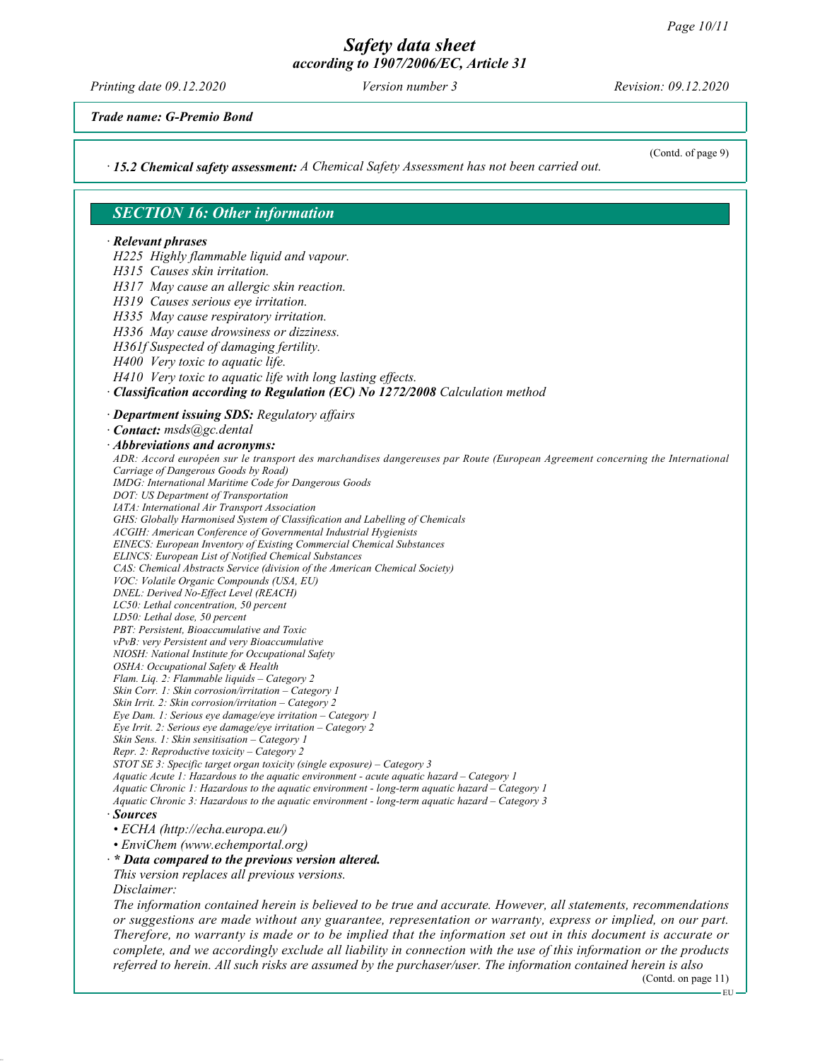*Trade name: G-Premio Bond*

(Contd. of page 9)

· ***15.2 Chemical safety assessment:*** *A Chemical Safety Assessment has not been carried out.*

## *SECTION 16: Other information*

· ***Relevant phrases***

*H225 Highly flammable liquid and vapour.*
*H315 Causes skin irritation.*
*H317 May cause an allergic skin reaction.*
*H319 Causes serious eye irritation.*
*H335 May cause respiratory irritation.*
*H336 May cause drowsiness or dizziness.*
*H361f Suspected of damaging fertility.*
*H400 Very toxic to aquatic life.*
*H410 Very toxic to aquatic life with long lasting effects.*

· ***Classification according to Regulation (EC) No 1272/2008*** *Calculation method*

· ***Department issuing SDS:*** *Regulatory affairs*

· ***Contact:*** *msds@gc.dental*

· ***Abbreviations and acronyms:***

*ADR: Accord européen sur le transport des marchandises dangereuses par Route (European Agreement concerning the International Carriage of Dangerous Goods by Road)*
*IMDG: International Maritime Code for Dangerous Goods*
*DOT: US Department of Transportation*
*IATA: International Air Transport Association*
*GHS: Globally Harmonised System of Classification and Labelling of Chemicals*
*ACGIH: American Conference of Governmental Industrial Hygienists*
*EINECS: European Inventory of Existing Commercial Chemical Substances*
*ELINCS: European List of Notified Chemical Substances*
*CAS: Chemical Abstracts Service (division of the American Chemical Society)*
*VOC: Volatile Organic Compounds (USA, EU)*
*DNEL: Derived No-Effect Level (REACH)*
*LC50: Lethal concentration, 50 percent*
*LD50: Lethal dose, 50 percent*
*PBT: Persistent, Bioaccumulative and Toxic*
*vPvB: very Persistent and very Bioaccumulative*
*NIOSH: National Institute for Occupational Safety*
*OSHA: Occupational Safety & Health*
*Flam. Liq. 2: Flammable liquids – Category 2*
*Skin Corr. 1: Skin corrosion/irritation – Category 1*
*Skin Irrit. 2: Skin corrosion/irritation – Category 2*
*Eye Dam. 1: Serious eye damage/eye irritation – Category 1*
*Eye Irrit. 2: Serious eye damage/eye irritation – Category 2*
*Skin Sens. 1: Skin sensitisation – Category 1*
*Repr. 2: Reproductive toxicity – Category 2*
*STOT SE 3: Specific target organ toxicity (single exposure) – Category 3*
*Aquatic Acute 1: Hazardous to the aquatic environment - acute aquatic hazard – Category 1*
*Aquatic Chronic 1: Hazardous to the aquatic environment - long-term aquatic hazard – Category 1*
*Aquatic Chronic 3: Hazardous to the aquatic environment - long-term aquatic hazard – Category 3*

· ***Sources***

- *ECHA (http://echa.europa.eu/)*
- *EnviChem (www.echemportal.org)*

· ***\* Data compared to the previous version altered.***

*This version replaces all previous versions.*

*Disclaimer:*

*The information contained herein is believed to be true and accurate. However, all statements, recommendations or suggestions are made without any guarantee, representation or warranty, express or implied, on our part. Therefore, no warranty is made or to be implied that the information set out in this document is accurate or complete, and we accordingly exclude all liability in connection with the use of this information or the products referred to herein. All such risks are assumed by the purchaser/user. The information contained herein is also*

(Contd. on page 11)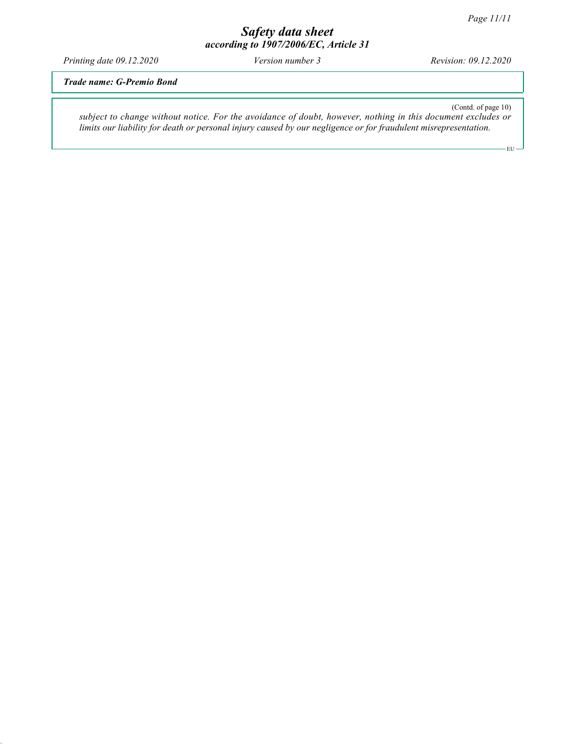(Contd. of page 10)

*subject to change without notice. For the avoidance of doubt, however, nothing in this document excludes or limits our liability for death or personal injury caused by our negligence or for fraudulent misrepresentation.*